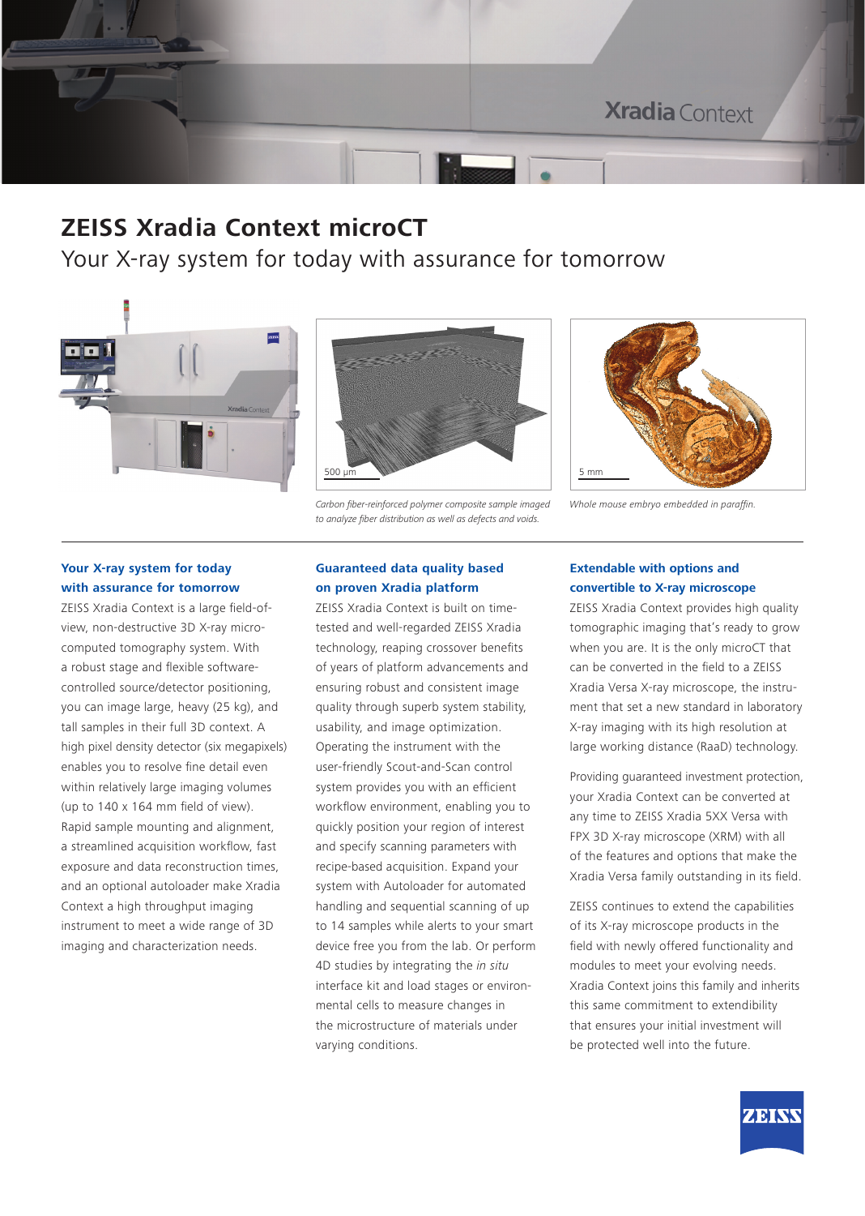# ZEISS Xradia Context microCT

Your X-ray system for today with assurance for tomorrow

*Carbon fiber-reinforced polymer composite sample imaged to analyze fiber distribution as well as defects and voids.*

*Whole mouse embryo embedded in paraffin.*

### Your X-ray system for today with assurance for tomorrow

ZEISS Xradia Context is a large field-of-view, non-destructive 3D X-ray micro-computed tomography system. With a robust stage and flexible software-controlled source/detector positioning, you can image large, heavy (25 kg), and tall samples in their full 3D context. A high pixel density detector (six megapixels) enables you to resolve fine detail even within relatively large imaging volumes (up to 140 x 164 mm field of view). Rapid sample mounting and alignment, a streamlined acquisition workflow, fast exposure and data reconstruction times, and an optional autoloader make Xradia Context a high throughput imaging instrument to meet a wide range of 3D imaging and characterization needs.

### Guaranteed data quality based on proven Xradia platform

ZEISS Xradia Context is built on time-tested and well-regarded ZEISS Xradia technology, reaping crossover benefits of years of platform advancements and ensuring robust and consistent image quality through superb system stability, usability, and image optimization. Operating the instrument with the user-friendly Scout-and-Scan control system provides you with an efficient workflow environment, enabling you to quickly position your region of interest and specify scanning parameters with recipe-based acquisition. Expand your system with Autoloader for automated handling and sequential scanning of up to 14 samples while alerts to your smart device free you from the lab. Or perform 4D studies by integrating the *in situ* interface kit and load stages or environmental cells to measure changes in the microstructure of materials under varying conditions.

### Extendable with options and convertible to X-ray microscope

ZEISS Xradia Context provides high quality tomographic imaging that's ready to grow when you are. It is the only microCT that can be converted in the field to a ZEISS Xradia Versa X-ray microscope, the instrument that set a new standard in laboratory X-ray imaging with its high resolution at large working distance (RaaD) technology.

Providing guaranteed investment protection, your Xradia Context can be converted at any time to ZEISS Xradia 5XX Versa with FPX 3D X-ray microscope (XRM) with all of the features and options that make the Xradia Versa family outstanding in its field.

ZEISS continues to extend the capabilities of its X-ray microscope products in the field with newly offered functionality and modules to meet your evolving needs. Xradia Context joins this family and inherits this same commitment to extendibility that ensures your initial investment will be protected well into the future.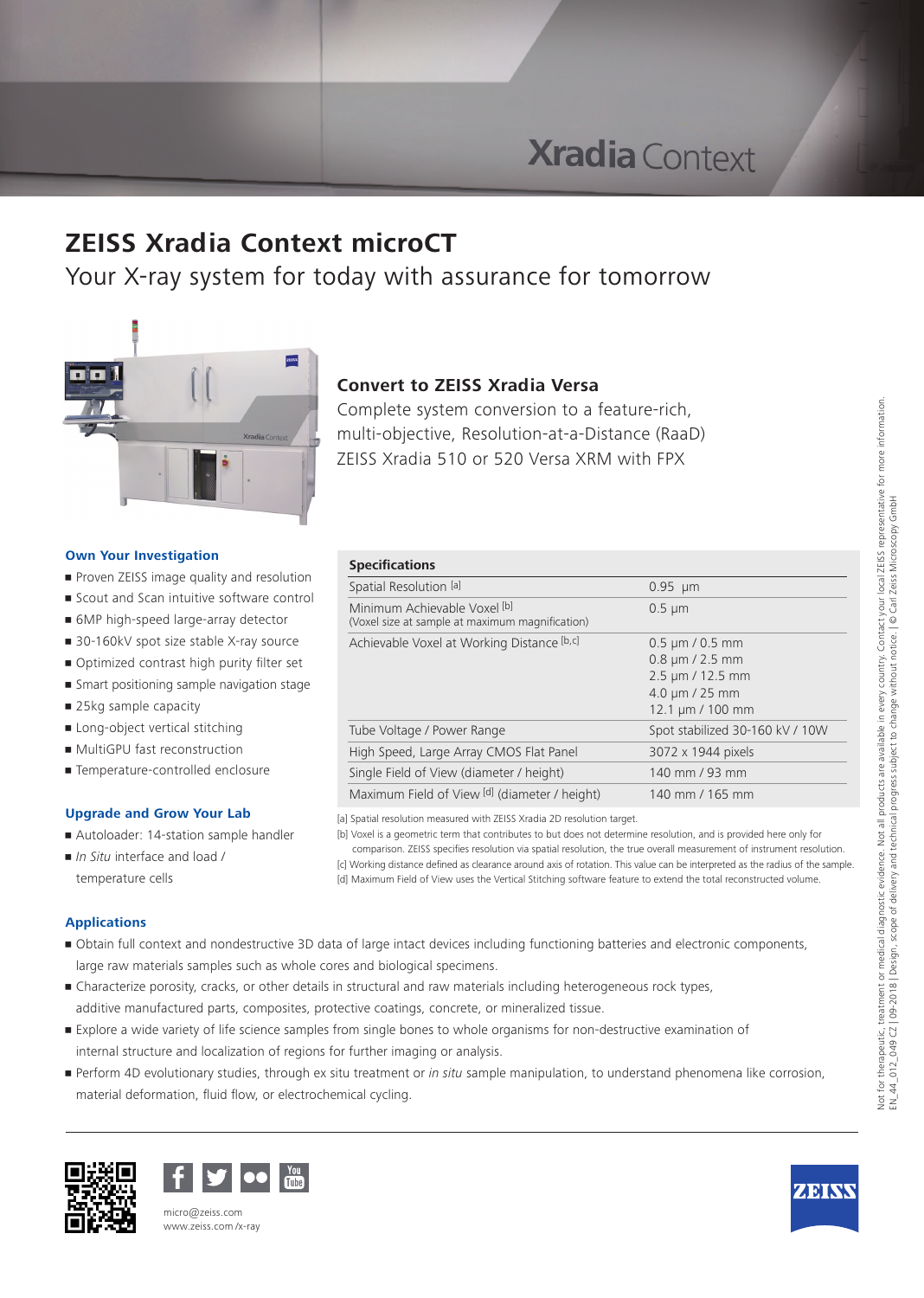# ZEISS Xradia Context microCT

Your X-ray system for today with assurance for tomorrow

### Convert to ZEISS Xradia Versa

Complete system conversion to a feature-rich, multi-objective, Resolution-at-a-Distance (RaaD) ZEISS Xradia 510 or 520 Versa XRM with FPX

### Own Your Investigation

- Proven ZEISS image quality and resolution
- Scout and Scan intuitive software control
- 6MP high-speed large-array detector
- 30-160kV spot size stable X-ray source
- Optimized contrast high purity filter set
- Smart positioning sample navigation stage
- 25kg sample capacity
- Long-object vertical stitching
- MultiGPU fast reconstruction
- Temperature-controlled enclosure

### Upgrade and Grow Your Lab

- Autoloader: 14-station sample handler
- *In Situ* interface and load / temperature cells

| Specifications | |
| --- | --- |
| Spatial Resolution [a] | 0.95 µm |
| Minimum Achievable Voxel [b] (Voxel size at sample at maximum magnification) | 0.5 µm |
| Achievable Voxel at Working Distance [b,c] | 0.5 µm / 0.5 mm<br>0.8 µm / 2.5 mm<br>2.5 µm / 12.5 mm<br>4.0 µm / 25 mm<br>12.1 µm / 100 mm |
| Tube Voltage / Power Range | Spot stabilized 30-160 kV / 10W |
| High Speed, Large Array CMOS Flat Panel | 3072 x 1944 pixels |
| Single Field of View (diameter / height) | 140 mm / 93 mm |
| Maximum Field of View [d] (diameter / height) | 140 mm / 165 mm |

[a] Spatial resolution measured with ZEISS Xradia 2D resolution target.
[b] Voxel is a geometric term that contributes to but does not determine resolution, and is provided here only for comparison. ZEISS specifies resolution via spatial resolution, the true overall measurement of instrument resolution.
[c] Working distance defined as clearance around axis of rotation. This value can be interpreted as the radius of the sample.
[d] Maximum Field of View uses the Vertical Stitching software feature to extend the total reconstructed volume.

### Applications

- Obtain full context and nondestructive 3D data of large intact devices including functioning batteries and electronic components, large raw materials samples such as whole cores and biological specimens.
- Characterize porosity, cracks, or other details in structural and raw materials including heterogeneous rock types, additive manufactured parts, composites, protective coatings, concrete, or mineralized tissue.
- Explore a wide variety of life science samples from single bones to whole organisms for non-destructive examination of internal structure and localization of regions for further imaging or analysis.
- Perform 4D evolutionary studies, through ex situ treatment or *in situ* sample manipulation, to understand phenomena like corrosion, material deformation, fluid flow, or electrochemical cycling.

micro@zeiss.com
www.zeiss.com/x-ray

Not for therapeutic, treatment or medical diagnostic evidence. Not all products are available in every country. Contact your local ZEISS representative for more information.
EN_44_012_049 CZ | 09-2018 | Design, scope of delivery and technical progress subject to change without notice. | © Carl Zeiss Microscopy GmbH